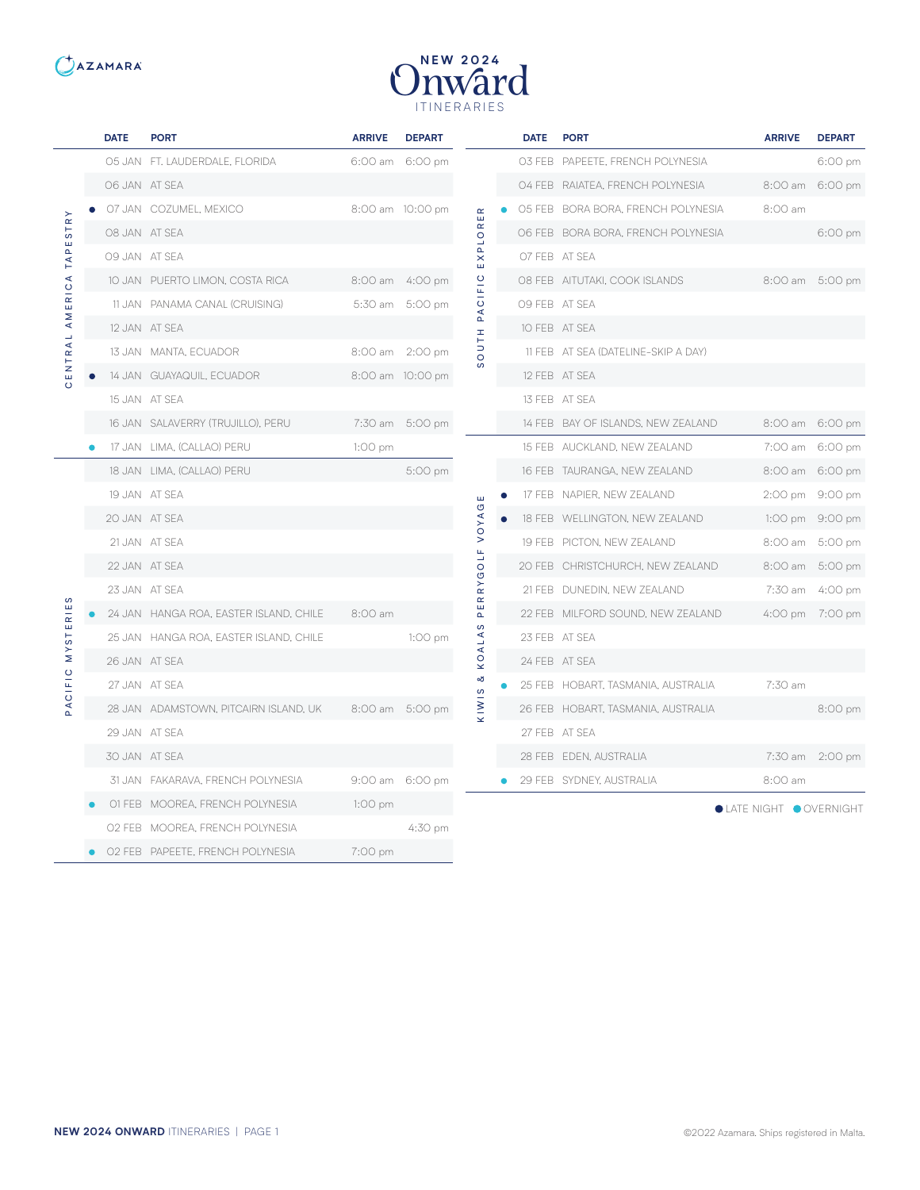# NEW 2024 Onward ITINERARIES

AZAMARA

| Voyage | | DATE | PORT | ARRIVE | DEPART |
|---|---|---|---|---|---|
| CENTRAL AMERICA TAPESTRY | | 05 JAN | FT. LAUDERDALE, FLORIDA | 6:00 am | 6:00 pm |
| | | 06 JAN | AT SEA | | |
| | ● | 07 JAN | COZUMEL, MEXICO | 8:00 am | 10:00 pm |
| | | 08 JAN | AT SEA | | |
| | | 09 JAN | AT SEA | | |
| | | 10 JAN | PUERTO LIMON, COSTA RICA | 8:00 am | 4:00 pm |
| | | 11 JAN | PANAMA CANAL (CRUISING) | 5:30 am | 5:00 pm |
| | | 12 JAN | AT SEA | | |
| | | 13 JAN | MANTA, ECUADOR | 8:00 am | 2:00 pm |
| | ● | 14 JAN | GUAYAQUIL, ECUADOR | 8:00 am | 10:00 pm |
| | | 15 JAN | AT SEA | | |
| | | 16 JAN | SALAVERRY (TRUJILLO), PERU | 7:30 am | 5:00 pm |
| | ● | 17 JAN | LIMA, (CALLAO) PERU | 1:00 pm | |
| PACIFIC MYSTERIES | | 18 JAN | LIMA, (CALLAO) PERU | | 5:00 pm |
| | | 19 JAN | AT SEA | | |
| | | 20 JAN | AT SEA | | |
| | | 21 JAN | AT SEA | | |
| | | 22 JAN | AT SEA | | |
| | | 23 JAN | AT SEA | | |
| | ● | 24 JAN | HANGA ROA, EASTER ISLAND, CHILE | 8:00 am | |
| | | 25 JAN | HANGA ROA, EASTER ISLAND, CHILE | | 1:00 pm |
| | | 26 JAN | AT SEA | | |
| | | 27 JAN | AT SEA | | |
| | | 28 JAN | ADAMSTOWN, PITCAIRN ISLAND, UK | 8:00 am | 5:00 pm |
| | | 29 JAN | AT SEA | | |
| | | 30 JAN | AT SEA | | |
| | | 31 JAN | FAKARAVA, FRENCH POLYNESIA | 9:00 am | 6:00 pm |
| | ● | 01 FEB | MOOREA, FRENCH POLYNESIA | 1:00 pm | |
| | | 02 FEB | MOOREA, FRENCH POLYNESIA | | 4:30 pm |
| | ● | 02 FEB | PAPEETE, FRENCH POLYNESIA | 7:00 pm | |
| SOUTH PACIFIC EXPLORER | | 03 FEB | PAPEETE, FRENCH POLYNESIA | | 6:00 pm |
| | | 04 FEB | RAIATEA, FRENCH POLYNESIA | 8:00 am | 6:00 pm |
| | ● | 05 FEB | BORA BORA, FRENCH POLYNESIA | 8:00 am | |
| | | 06 FEB | BORA BORA, FRENCH POLYNESIA | | 6:00 pm |
| | | 07 FEB | AT SEA | | |
| | | 08 FEB | AITUTAKI, COOK ISLANDS | 8:00 am | 5:00 pm |
| | | 09 FEB | AT SEA | | |
| | | 10 FEB | AT SEA | | |
| | | 11 FEB | AT SEA (DATELINE-SKIP A DAY) | | |
| | | 12 FEB | AT SEA | | |
| | | 13 FEB | AT SEA | | |
| | | 14 FEB | BAY OF ISLANDS, NEW ZEALAND | 8:00 am | 6:00 pm |
| KIWIS & KOALAS PERRYGOLF VOYAGE | | 15 FEB | AUCKLAND, NEW ZEALAND | 7:00 am | 6:00 pm |
| | | 16 FEB | TAURANGA, NEW ZEALAND | 8:00 am | 6:00 pm |
| | ● | 17 FEB | NAPIER, NEW ZEALAND | 2:00 pm | 9:00 pm |
| | ● | 18 FEB | WELLINGTON, NEW ZEALAND | 1:00 pm | 9:00 pm |
| | | 19 FEB | PICTON, NEW ZEALAND | 8:00 am | 5:00 pm |
| | | 20 FEB | CHRISTCHURCH, NEW ZEALAND | 8:00 am | 5:00 pm |
| | | 21 FEB | DUNEDIN, NEW ZEALAND | 7:30 am | 4:00 pm |
| | | 22 FEB | MILFORD SOUND, NEW ZEALAND | 4:00 pm | 7:00 pm |
| | | 23 FEB | AT SEA | | |
| | | 24 FEB | AT SEA | | |
| | ● | 25 FEB | HOBART, TASMANIA, AUSTRALIA | 7:30 am | |
| | | 26 FEB | HOBART, TASMANIA, AUSTRALIA | | 8:00 pm |
| | | 27 FEB | AT SEA | | |
| | | 28 FEB | EDEN, AUSTRALIA | 7:30 am | 2:00 pm |
| | ● | 29 FEB | SYDNEY, AUSTRALIA | 8:00 am | |

● LATE NIGHT (dark dot: 07 JAN, 14 JAN, 17 FEB, 18 FEB) ● OVERNIGHT (light blue dot: 17 JAN, 24 JAN, 01 FEB, 02 FEB Papeete, 05 FEB, 25 FEB, 29 FEB)

©2022 Azamara. Ships registered in Malta.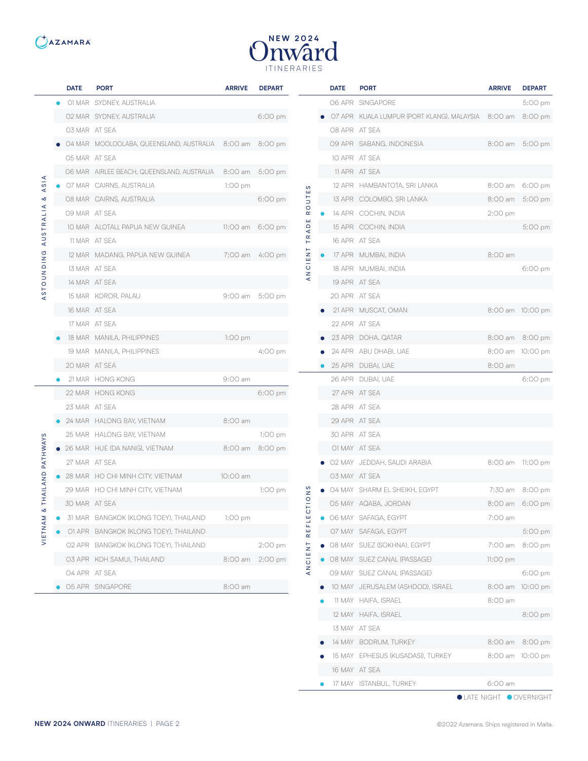AZAMARA

# NEW 2024 Onward ITINERARIES

## ASTOUNDING AUSTRALIA & ASIA

| | DATE | PORT | ARRIVE | DEPART |
|---|---|---|---|---|
| ● (overnight) | 01 MAR | SYDNEY, AUSTRALIA | | |
| | 02 MAR | SYDNEY, AUSTRALIA | | 6:00 pm |
| | 03 MAR | AT SEA | | |
| ● (late night) | 04 MAR | MOOLOOLABA, QUEENSLAND, AUSTRALIA | 8:00 am | 8:00 pm |
| | 05 MAR | AT SEA | | |
| | 06 MAR | AIRLEE BEACH, QUEENSLAND, AUSTRALIA | 8:00 am | 5:00 pm |
| ● (overnight) | 07 MAR | CAIRNS, AUSTRALIA | 1:00 pm | |
| | 08 MAR | CAIRNS, AUSTRALIA | | 6:00 pm |
| | 09 MAR | AT SEA | | |
| | 10 MAR | ALOTAU, PAPUA NEW GUINEA | 11:00 am | 6:00 pm |
| | 11 MAR | AT SEA | | |
| | 12 MAR | MADANG, PAPUA NEW GUINEA | 7:00 am | 4:00 pm |
| | 13 MAR | AT SEA | | |
| | 14 MAR | AT SEA | | |
| | 15 MAR | KOROR, PALAU | 9:00 am | 5:00 pm |
| | 16 MAR | AT SEA | | |
| | 17 MAR | AT SEA | | |
| ● (overnight) | 18 MAR | MANILA, PHILIPPINES | 1:00 pm | |
| | 19 MAR | MANILA, PHILIPPINES | | 4:00 pm |
| | 20 MAR | AT SEA | | |
| ● (overnight) | 21 MAR | HONG KONG | 9:00 am | |

## VIETNAM & THAILAND PATHWAYS

| | DATE | PORT | ARRIVE | DEPART |
|---|---|---|---|---|
| | 22 MAR | HONG KONG | | 6:00 pm |
| | 23 MAR | AT SEA | | |
| ● (overnight) | 24 MAR | HALONG BAY, VIETNAM | 8:00 am | |
| | 25 MAR | HALONG BAY, VIETNAM | | 1:00 pm |
| ● (late night) | 26 MAR | HUE (DA NANG), VIETNAM | 8:00 am | 8:00 pm |
| | 27 MAR | AT SEA | | |
| ● (overnight) | 28 MAR | HO CHI MINH CITY, VIETNAM | 10:00 am | |
| | 29 MAR | HO CHI MINH CITY, VIETNAM | | 1:00 pm |
| | 30 MAR | AT SEA | | |
| ● (overnight) | 31 MAR | BANGKOK (KLONG TOEY), THAILAND | 1:00 pm | |
| ● (overnight) | 01 APR | BANGKOK (KLONG TOEY), THAILAND | | |
| | 02 APR | BANGKOK (KLONG TOEY), THAILAND | | 2:00 pm |
| | 03 APR | KOH SAMUI, THAILAND | 8:00 am | 2:00 pm |
| | 04 APR | AT SEA | | |
| ● (overnight) | 05 APR | SINGAPORE | 8:00 am | |

## ANCIENT TRADE ROUTES

| | DATE | PORT | ARRIVE | DEPART |
|---|---|---|---|---|
| | 06 APR | SINGAPORE | | 5:00 pm |
| ● (late night) | 07 APR | KUALA LUMPUR (PORT KLANG), MALAYSIA | 8:00 am | 8:00 pm |
| | 08 APR | AT SEA | | |
| | 09 APR | SABANG, INDONESIA | 8:00 am | 5:00 pm |
| | 10 APR | AT SEA | | |
| | 11 APR | AT SEA | | |
| | 12 APR | HAMBANTOTA, SRI LANKA | 8:00 am | 6:00 pm |
| | 13 APR | COLOMBO, SRI LANKA | 8:00 am | 5:00 pm |
| ● (overnight) | 14 APR | COCHIN, INDIA | 2:00 pm | |
| | 15 APR | COCHIN, INDIA | | 5:00 pm |
| | 16 APR | AT SEA | | |
| ● (overnight) | 17 APR | MUMBAI, INDIA | 8:00 am | |
| | 18 APR | MUMBAI, INDIA | | 6:00 pm |
| | 19 APR | AT SEA | | |
| | 20 APR | AT SEA | | |
| ● (late night) | 21 APR | MUSCAT, OMAN | 8:00 am | 10:00 pm |
| | 22 APR | AT SEA | | |
| ● (late night) | 23 APR | DOHA, QATAR | 8:00 am | 8:00 pm |
| ● (late night) | 24 APR | ABU DHABI, UAE | 8:00 am | 10:00 pm |
| ● (overnight) | 25 APR | DUBAI, UAE | 8:00 am | |

## ANCIENT REFLECTIONS

| | DATE | PORT | ARRIVE | DEPART |
|---|---|---|---|---|
| | 26 APR | DUBAI, UAE | | 6:00 pm |
| | 27 APR | AT SEA | | |
| | 28 APR | AT SEA | | |
| | 29 APR | AT SEA | | |
| | 30 APR | AT SEA | | |
| | 01 MAY | AT SEA | | |
| ● (late night) | 02 MAY | JEDDAH, SAUDI ARABIA | 8:00 am | 11:00 pm |
| | 03 MAY | AT SEA | | |
| ● (late night) | 04 MAY | SHARM EL SHEIKH, EGYPT | 7:30 am | 8:00 pm |
| | 05 MAY | AQABA, JORDAN | 8:00 am | 6:00 pm |
| ● (overnight) | 06 MAY | SAFAGA, EGYPT | 7:00 am | |
| | 07 MAY | SAFAGA, EGYPT | | 5:00 pm |
| ● (late night) | 08 MAY | SUEZ (SOKHNA), EGYPT | 7:00 am | 8:00 pm |
| ● (overnight) | 08 MAY | SUEZ CANAL (PASSAGE) | 11:00 pm | |
| | 09 MAY | SUEZ CANAL (PASSAGE) | | 6:00 pm |
| ● (late night) | 10 MAY | JERUSALEM (ASHDOD), ISRAEL | 8:00 am | 10:00 pm |
| ● (overnight) | 11 MAY | HAIFA, ISRAEL | 8:00 am | |
| | 12 MAY | HAIFA, ISRAEL | | 8:00 pm |
| | 13 MAY | AT SEA | | |
| ● (late night) | 14 MAY | BODRUM, TURKEY | 8:00 am | 8:00 pm |
| ● (late night) | 15 MAY | EPHESUS (KUSADASI), TURKEY | 8:00 am | 10:00 pm |
| | 16 MAY | AT SEA | | |
| ● (overnight) | 17 MAY | ISTANBUL, TURKEY | 6:00 am | |

● LATE NIGHT ● OVERNIGHT

©2022 Azamara. Ships registered in Malta.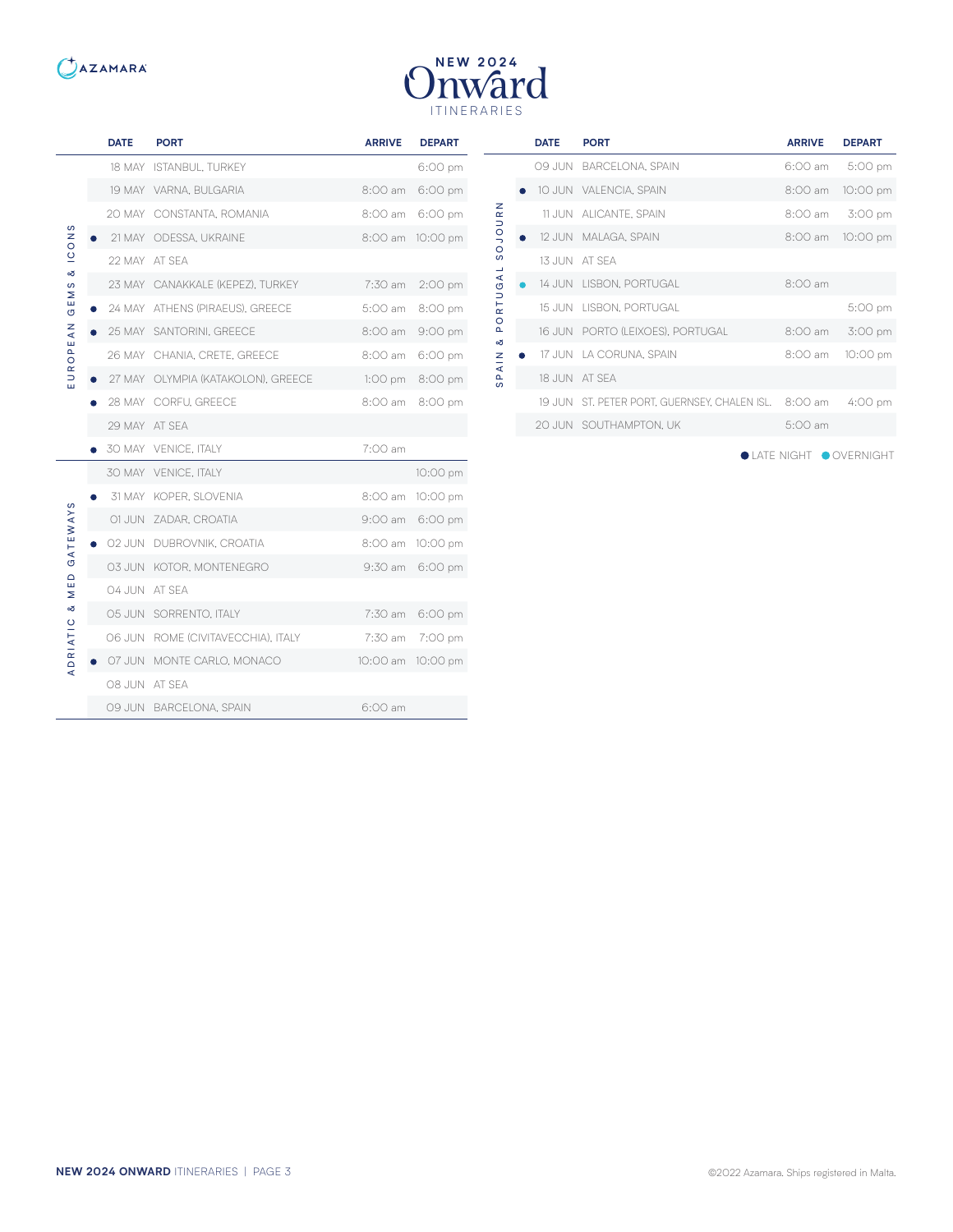AZAMARA

# NEW 2024 Onward ITINERARIES

## EUROPEAN GEMS & ICONS

| | DATE | PORT | ARRIVE | DEPART |
|---|---|---|---|---|
| | 18 MAY | ISTANBUL, TURKEY | | 6:00 pm |
| | 19 MAY | VARNA, BULGARIA | 8:00 am | 6:00 pm |
| | 20 MAY | CONSTANTA, ROMANIA | 8:00 am | 6:00 pm |
| ● | 21 MAY | ODESSA, UKRAINE | 8:00 am | 10:00 pm |
| | 22 MAY | AT SEA | | |
| | 23 MAY | CANAKKALE (KEPEZ), TURKEY | 7:30 am | 2:00 pm |
| ● | 24 MAY | ATHENS (PIRAEUS), GREECE | 5:00 am | 8:00 pm |
| ● | 25 MAY | SANTORINI, GREECE | 8:00 am | 9:00 pm |
| | 26 MAY | CHANIA, CRETE, GREECE | 8:00 am | 6:00 pm |
| ● | 27 MAY | OLYMPIA (KATAKOLON), GREECE | 1:00 pm | 8:00 pm |
| ● | 28 MAY | CORFU, GREECE | 8:00 am | 8:00 pm |
| | 29 MAY | AT SEA | | |
| ● | 30 MAY | VENICE, ITALY | 7:00 am | |

## ADRIATIC & MED GATEWAYS

| | DATE | PORT | ARRIVE | DEPART |
|---|---|---|---|---|
| | 30 MAY | VENICE, ITALY | | 10:00 pm |
| ● | 31 MAY | KOPER, SLOVENIA | 8:00 am | 10:00 pm |
| | 01 JUN | ZADAR, CROATIA | 9:00 am | 6:00 pm |
| ● | 02 JUN | DUBROVNIK, CROATIA | 8:00 am | 10:00 pm |
| | 03 JUN | KOTOR, MONTENEGRO | 9:30 am | 6:00 pm |
| | 04 JUN | AT SEA | | |
| | 05 JUN | SORRENTO, ITALY | 7:30 am | 6:00 pm |
| | 06 JUN | ROME (CIVITAVECCHIA), ITALY | 7:30 am | 7:00 pm |
| ● | 07 JUN | MONTE CARLO, MONACO | 10:00 am | 10:00 pm |
| | 08 JUN | AT SEA | | |
| | 09 JUN | BARCELONA, SPAIN | 6:00 am | |

## SPAIN & PORTUGAL SOJOURN

| | DATE | PORT | ARRIVE | DEPART |
|---|---|---|---|---|
| | 09 JUN | BARCELONA, SPAIN | 6:00 am | 5:00 pm |
| ● | 10 JUN | VALENCIA, SPAIN | 8:00 am | 10:00 pm |
| | 11 JUN | ALICANTE, SPAIN | 8:00 am | 3:00 pm |
| ● | 12 JUN | MALAGA, SPAIN | 8:00 am | 10:00 pm |
| | 13 JUN | AT SEA | | |
| ● (overnight) | 14 JUN | LISBON, PORTUGAL | 8:00 am | |
| | 15 JUN | LISBON, PORTUGAL | | 5:00 pm |
| | 16 JUN | PORTO (LEIXOES), PORTUGAL | 8:00 am | 3:00 pm |
| ● | 17 JUN | LA CORUNA, SPAIN | 8:00 am | 10:00 pm |
| | 18 JUN | AT SEA | | |
| | 19 JUN | ST. PETER PORT, GUERNSEY, CHALEN ISL. | 8:00 am | 4:00 pm |
| | 20 JUN | SOUTHAMPTON, UK | 5:00 am | |

● LATE NIGHT ● OVERNIGHT

©2022 Azamara. Ships registered in Malta.